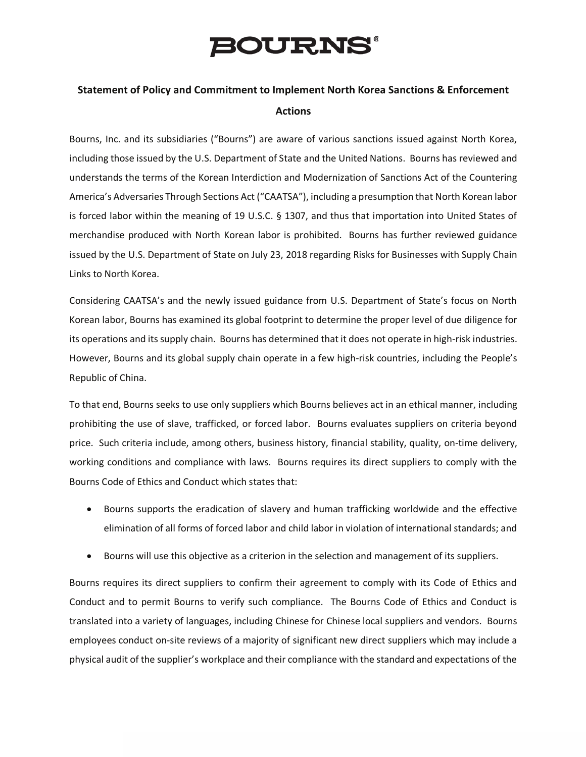# BOURNS®

## Statement of Policy and Commitment to Implement North Korea Sanctions & Enforcement Actions

Bourns, Inc. and its subsidiaries ("Bourns") are aware of various sanctions issued against North Korea, including those issued by the U.S. Department of State and the United Nations. Bourns has reviewed and understands the terms of the Korean Interdiction and Modernization of Sanctions Act of the Countering America's Adversaries Through Sections Act ("CAATSA"), including a presumption that North Korean labor is forced labor within the meaning of 19 U.S.C. § 1307, and thus that importation into United States of merchandise produced with North Korean labor is prohibited. Bourns has further reviewed guidance issued by the U.S. Department of State on July 23, 2018 regarding Risks for Businesses with Supply Chain Links to North Korea.

Considering CAATSA's and the newly issued guidance from U.S. Department of State's focus on North Korean labor, Bourns has examined its global footprint to determine the proper level of due diligence for its operations and its supply chain. Bourns has determined that it does not operate in high-risk industries. However, Bourns and its global supply chain operate in a few high-risk countries, including the People's Republic of China.

To that end, Bourns seeks to use only suppliers which Bourns believes act in an ethical manner, including prohibiting the use of slave, trafficked, or forced labor. Bourns evaluates suppliers on criteria beyond price. Such criteria include, among others, business history, financial stability, quality, on-time delivery, working conditions and compliance with laws. Bourns requires its direct suppliers to comply with the Bourns Code of Ethics and Conduct which states that:

- Bourns supports the eradication of slavery and human trafficking worldwide and the effective elimination of all forms of forced labor and child labor in violation of international standards; and
- Bourns will use this objective as a criterion in the selection and management of its suppliers.

Bourns requires its direct suppliers to confirm their agreement to comply with its Code of Ethics and Conduct and to permit Bourns to verify such compliance. The Bourns Code of Ethics and Conduct is translated into a variety of languages, including Chinese for Chinese local suppliers and vendors. Bourns employees conduct on-site reviews of a majority of significant new direct suppliers which may include a physical audit of the supplier's workplace and their compliance with the standard and expectations of the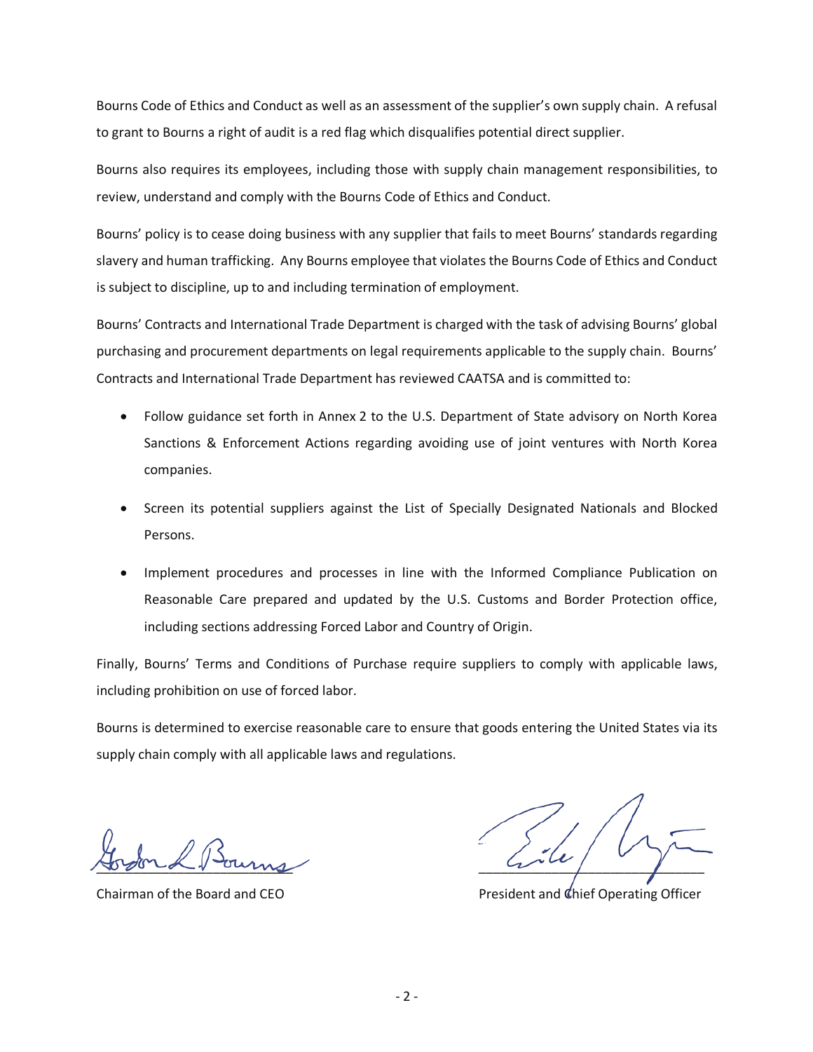Bourns Code of Ethics and Conduct as well as an assessment of the supplier's own supply chain. A refusal to grant to Bourns a right of audit is a red flag which disqualifies potential direct supplier.

Bourns also requires its employees, including those with supply chain management responsibilities, to review, understand and comply with the Bourns Code of Ethics and Conduct.

Bourns' policy is to cease doing business with any supplier that fails to meet Bourns' standards regarding slavery and human trafficking. Any Bourns employee that violates the Bourns Code of Ethics and Conduct is subject to discipline, up to and including termination of employment.

Bourns' Contracts and International Trade Department is charged with the task of advising Bourns' global purchasing and procurement departments on legal requirements applicable to the supply chain. Bourns' Contracts and International Trade Department has reviewed CAATSA and is committed to:

- Follow guidance set forth in Annex 2 to the U.S. Department of State advisory on North Korea Sanctions & Enforcement Actions regarding avoiding use of joint ventures with North Korea companies.
- Screen its potential suppliers against the List of Specially Designated Nationals and Blocked Persons.
- Implement procedures and processes in line with the Informed Compliance Publication on Reasonable Care prepared and updated by the U.S. Customs and Border Protection office, including sections addressing Forced Labor and Country of Origin.

Finally, Bourns' Terms and Conditions of Purchase require suppliers to comply with applicable laws, including prohibition on use of forced labor.

Bourns is determined to exercise reasonable care to ensure that goods entering the United States via its supply chain comply with all applicable laws and regulations.

Gordon L Bourns

Chairman of the Board and CEO

President and Chief Operating Officer